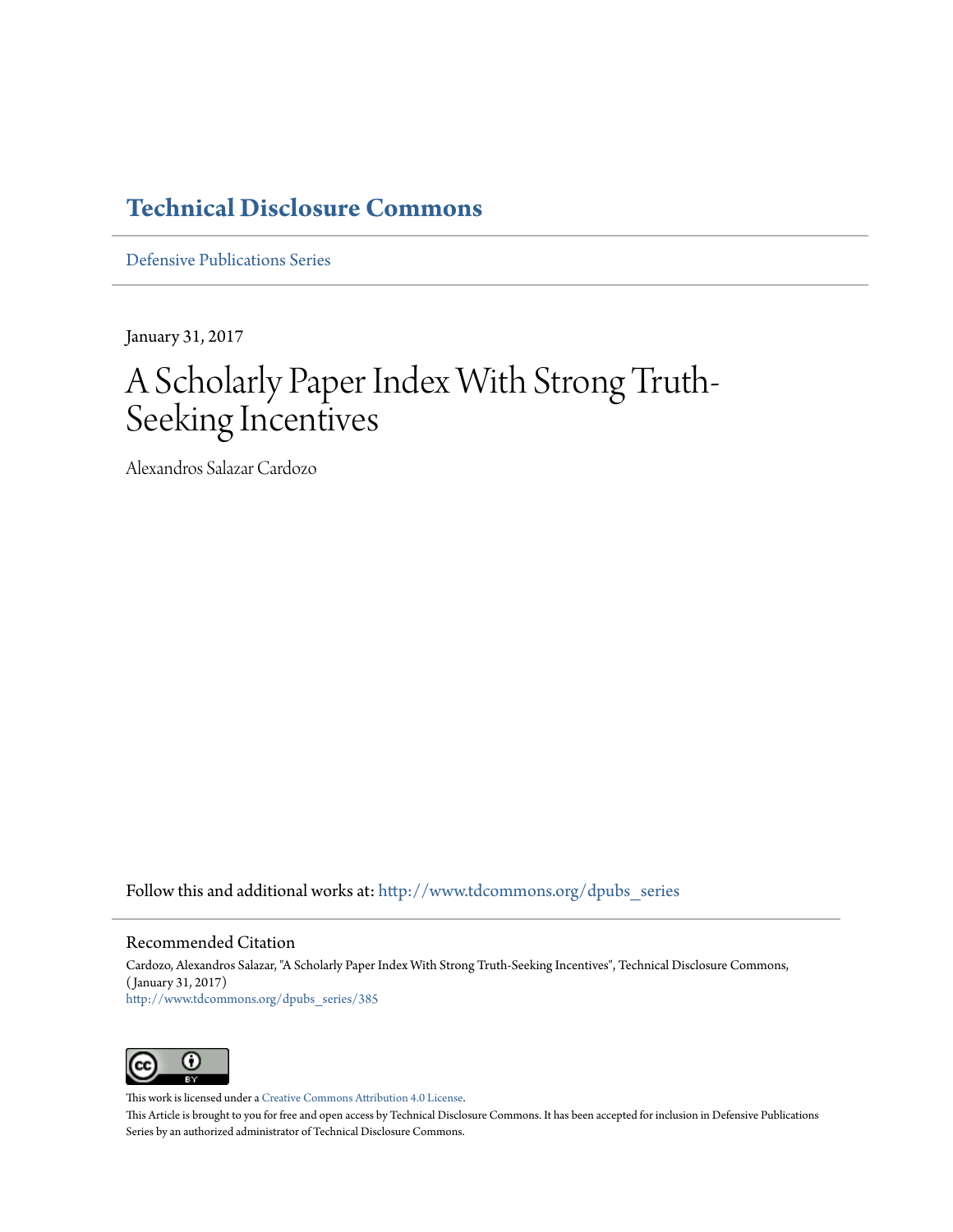# Technical Disclosure Commons

Defensive Publications Series

January 31, 2017

# A Scholarly Paper Index With Strong Truth-Seeking Incentives

Alexandros Salazar Cardozo

Follow this and additional works at: http://www.tdcommons.org/dpubs_series

## Recommended Citation

Cardozo, Alexandros Salazar, "A Scholarly Paper Index With Strong Truth-Seeking Incentives", Technical Disclosure Commons, (January 31, 2017)
http://www.tdcommons.org/dpubs_series/385

This work is licensed under a Creative Commons Attribution 4.0 License.

This Article is brought to you for free and open access by Technical Disclosure Commons. It has been accepted for inclusion in Defensive Publications Series by an authorized administrator of Technical Disclosure Commons.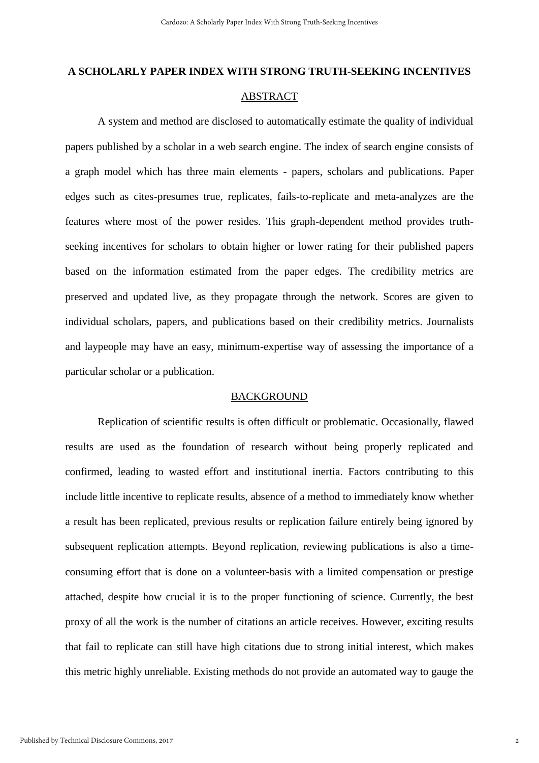## A SCHOLARLY PAPER INDEX WITH STRONG TRUTH-SEEKING INCENTIVES

### ABSTRACT

A system and method are disclosed to automatically estimate the quality of individual papers published by a scholar in a web search engine. The index of search engine consists of a graph model which has three main elements - papers, scholars and publications. Paper edges such as cites-presumes true, replicates, fails-to-replicate and meta-analyzes are the features where most of the power resides. This graph-dependent method provides truth-seeking incentives for scholars to obtain higher or lower rating for their published papers based on the information estimated from the paper edges. The credibility metrics are preserved and updated live, as they propagate through the network. Scores are given to individual scholars, papers, and publications based on their credibility metrics. Journalists and laypeople may have an easy, minimum-expertise way of assessing the importance of a particular scholar or a publication.

### BACKGROUND

Replication of scientific results is often difficult or problematic. Occasionally, flawed results are used as the foundation of research without being properly replicated and confirmed, leading to wasted effort and institutional inertia. Factors contributing to this include little incentive to replicate results, absence of a method to immediately know whether a result has been replicated, previous results or replication failure entirely being ignored by subsequent replication attempts. Beyond replication, reviewing publications is also a time-consuming effort that is done on a volunteer-basis with a limited compensation or prestige attached, despite how crucial it is to the proper functioning of science. Currently, the best proxy of all the work is the number of citations an article receives. However, exciting results that fail to replicate can still have high citations due to strong initial interest, which makes this metric highly unreliable. Existing methods do not provide an automated way to gauge the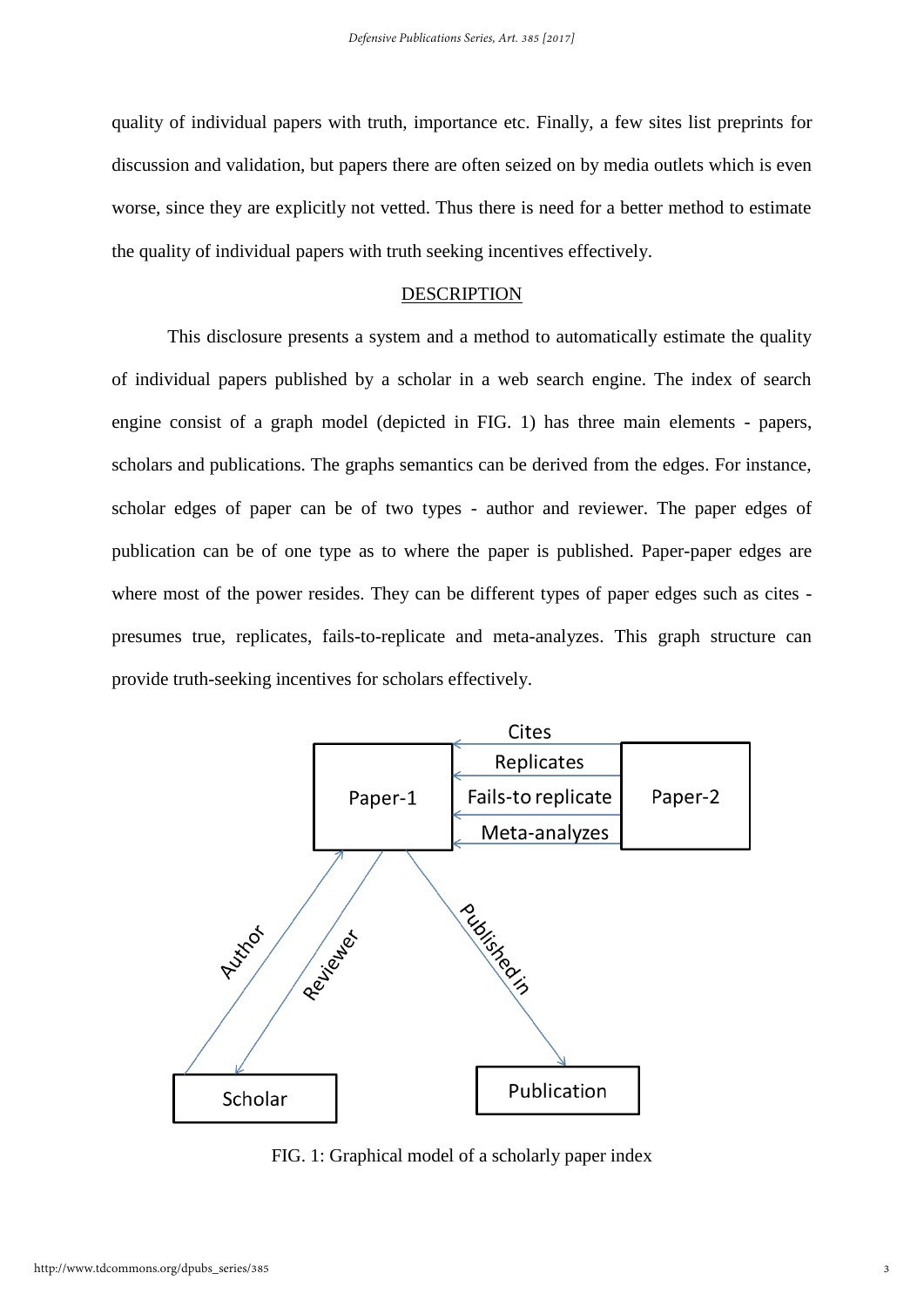quality of individual papers with truth, importance etc. Finally, a few sites list preprints for discussion and validation, but papers there are often seized on by media outlets which is even worse, since they are explicitly not vetted. Thus there is need for a better method to estimate the quality of individual papers with truth seeking incentives effectively.

## DESCRIPTION

This disclosure presents a system and a method to automatically estimate the quality of individual papers published by a scholar in a web search engine. The index of search engine consist of a graph model (depicted in FIG. 1) has three main elements - papers, scholars and publications. The graphs semantics can be derived from the edges. For instance, scholar edges of paper can be of two types - author and reviewer. The paper edges of publication can be of one type as to where the paper is published. Paper-paper edges are where most of the power resides. They can be different types of paper edges such as cites - presumes true, replicates, fails-to-replicate and meta-analyzes. This graph structure can provide truth-seeking incentives for scholars effectively.

FIG. 1: Graphical model of a scholarly paper index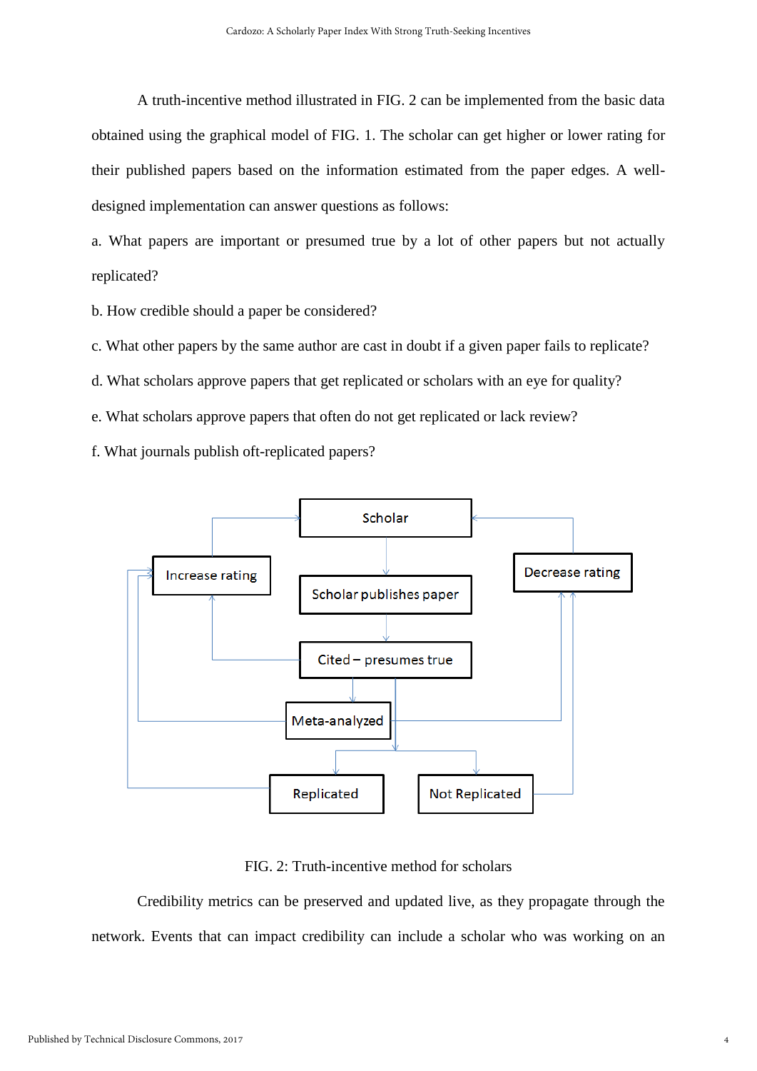A truth-incentive method illustrated in FIG. 2 can be implemented from the basic data obtained using the graphical model of FIG. 1. The scholar can get higher or lower rating for their published papers based on the information estimated from the paper edges. A well-designed implementation can answer questions as follows:

a. What papers are important or presumed true by a lot of other papers but not actually replicated?

b. How credible should a paper be considered?

c. What other papers by the same author are cast in doubt if a given paper fails to replicate?

d. What scholars approve papers that get replicated or scholars with an eye for quality?

e. What scholars approve papers that often do not get replicated or lack review?

f. What journals publish oft-replicated papers?

Scholar

Increase rating

Scholar publishes paper

Decrease rating

Cited – presumes true

Meta-analyzed

Replicated

Not Replicated

FIG. 2: Truth-incentive method for scholars

Credibility metrics can be preserved and updated live, as they propagate through the network. Events that can impact credibility can include a scholar who was working on an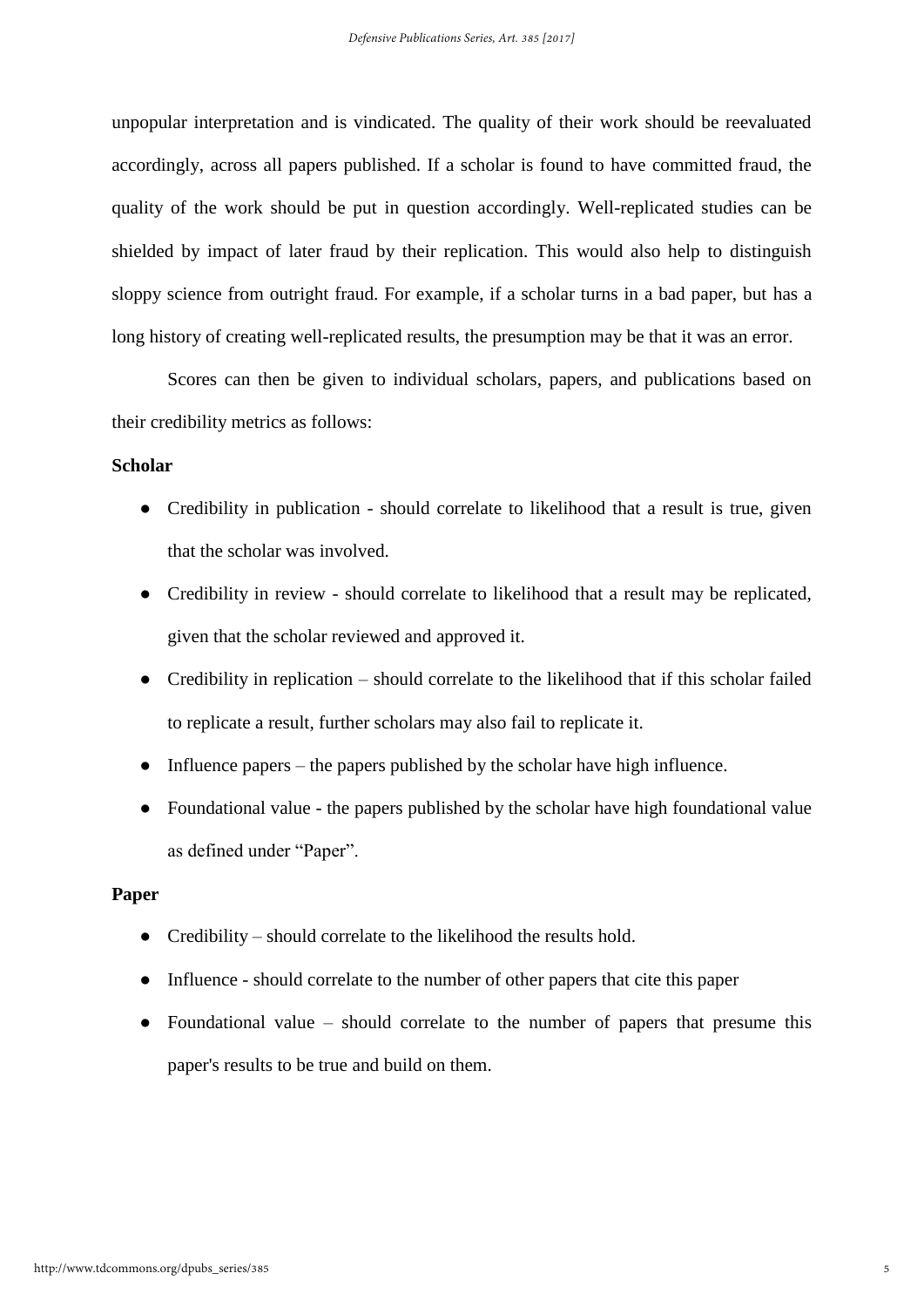unpopular interpretation and is vindicated. The quality of their work should be reevaluated accordingly, across all papers published. If a scholar is found to have committed fraud, the quality of the work should be put in question accordingly. Well-replicated studies can be shielded by impact of later fraud by their replication. This would also help to distinguish sloppy science from outright fraud. For example, if a scholar turns in a bad paper, but has a long history of creating well-replicated results, the presumption may be that it was an error.

Scores can then be given to individual scholars, papers, and publications based on their credibility metrics as follows:

**Scholar**

- Credibility in publication - should correlate to likelihood that a result is true, given that the scholar was involved.
- Credibility in review - should correlate to likelihood that a result may be replicated, given that the scholar reviewed and approved it.
- Credibility in replication – should correlate to the likelihood that if this scholar failed to replicate a result, further scholars may also fail to replicate it.
- Influence papers – the papers published by the scholar have high influence.
- Foundational value - the papers published by the scholar have high foundational value as defined under "Paper".

**Paper**

- Credibility – should correlate to the likelihood the results hold.
- Influence - should correlate to the number of other papers that cite this paper
- Foundational value – should correlate to the number of papers that presume this paper's results to be true and build on them.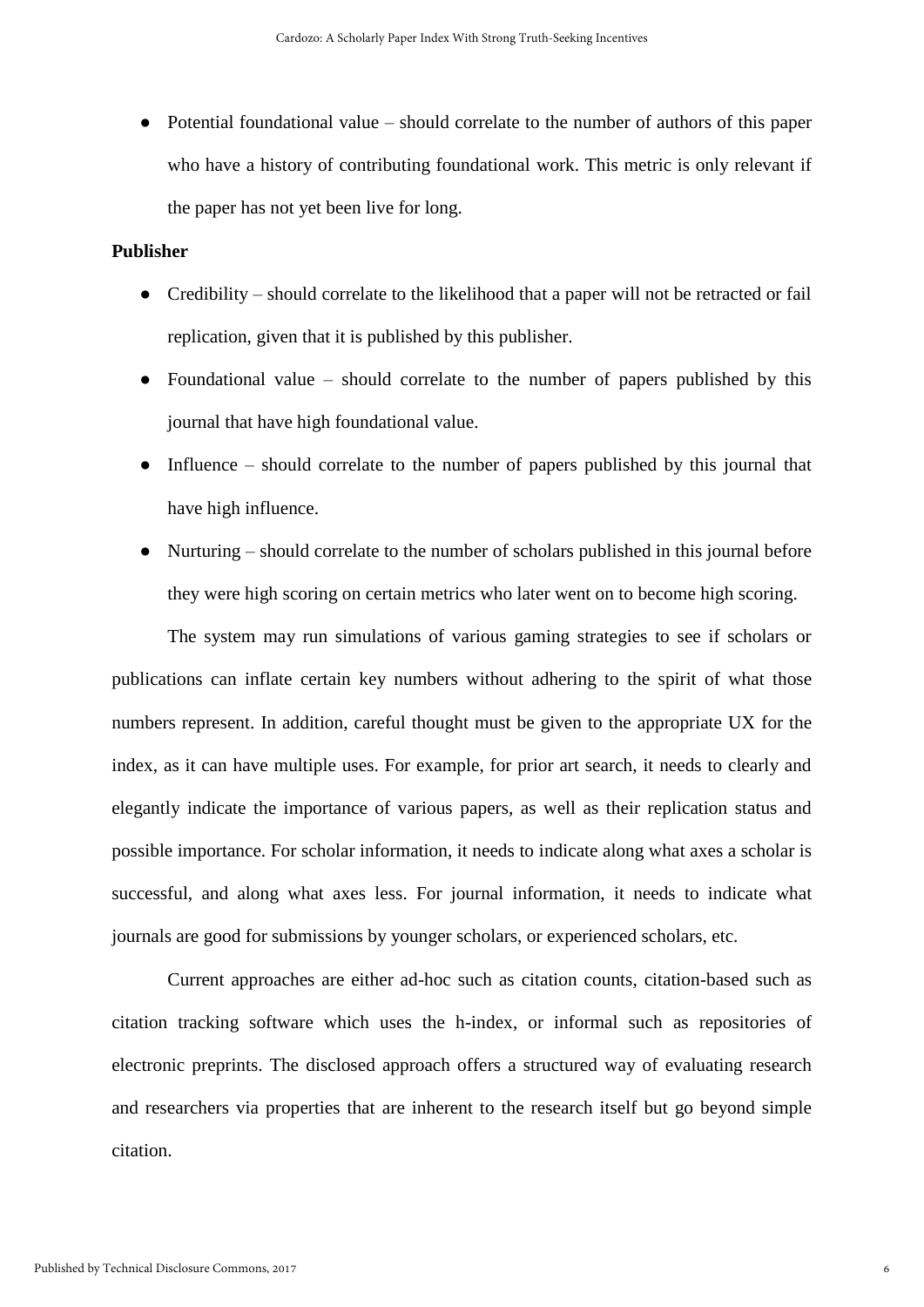- Potential foundational value – should correlate to the number of authors of this paper who have a history of contributing foundational work. This metric is only relevant if the paper has not yet been live for long.

**Publisher**

- Credibility – should correlate to the likelihood that a paper will not be retracted or fail replication, given that it is published by this publisher.
- Foundational value – should correlate to the number of papers published by this journal that have high foundational value.
- Influence – should correlate to the number of papers published by this journal that have high influence.
- Nurturing – should correlate to the number of scholars published in this journal before they were high scoring on certain metrics who later went on to become high scoring.

The system may run simulations of various gaming strategies to see if scholars or publications can inflate certain key numbers without adhering to the spirit of what those numbers represent. In addition, careful thought must be given to the appropriate UX for the index, as it can have multiple uses. For example, for prior art search, it needs to clearly and elegantly indicate the importance of various papers, as well as their replication status and possible importance. For scholar information, it needs to indicate along what axes a scholar is successful, and along what axes less. For journal information, it needs to indicate what journals are good for submissions by younger scholars, or experienced scholars, etc.

Current approaches are either ad-hoc such as citation counts, citation-based such as citation tracking software which uses the h-index, or informal such as repositories of electronic preprints. The disclosed approach offers a structured way of evaluating research and researchers via properties that are inherent to the research itself but go beyond simple citation.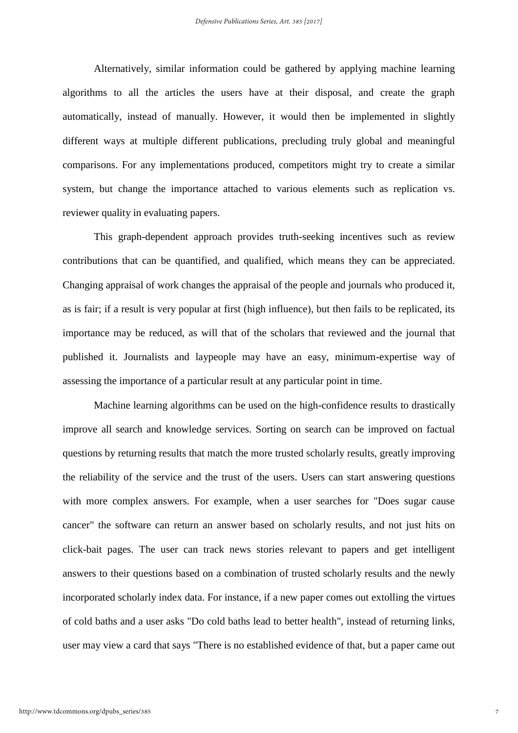Alternatively, similar information could be gathered by applying machine learning algorithms to all the articles the users have at their disposal, and create the graph automatically, instead of manually. However, it would then be implemented in slightly different ways at multiple different publications, precluding truly global and meaningful comparisons. For any implementations produced, competitors might try to create a similar system, but change the importance attached to various elements such as replication vs. reviewer quality in evaluating papers.

This graph-dependent approach provides truth-seeking incentives such as review contributions that can be quantified, and qualified, which means they can be appreciated. Changing appraisal of work changes the appraisal of the people and journals who produced it, as is fair; if a result is very popular at first (high influence), but then fails to be replicated, its importance may be reduced, as will that of the scholars that reviewed and the journal that published it. Journalists and laypeople may have an easy, minimum-expertise way of assessing the importance of a particular result at any particular point in time.

Machine learning algorithms can be used on the high-confidence results to drastically improve all search and knowledge services. Sorting on search can be improved on factual questions by returning results that match the more trusted scholarly results, greatly improving the reliability of the service and the trust of the users. Users can start answering questions with more complex answers. For example, when a user searches for "Does sugar cause cancer" the software can return an answer based on scholarly results, and not just hits on click-bait pages. The user can track news stories relevant to papers and get intelligent answers to their questions based on a combination of trusted scholarly results and the newly incorporated scholarly index data. For instance, if a new paper comes out extolling the virtues of cold baths and a user asks "Do cold baths lead to better health", instead of returning links, user may view a card that says "There is no established evidence of that, but a paper came out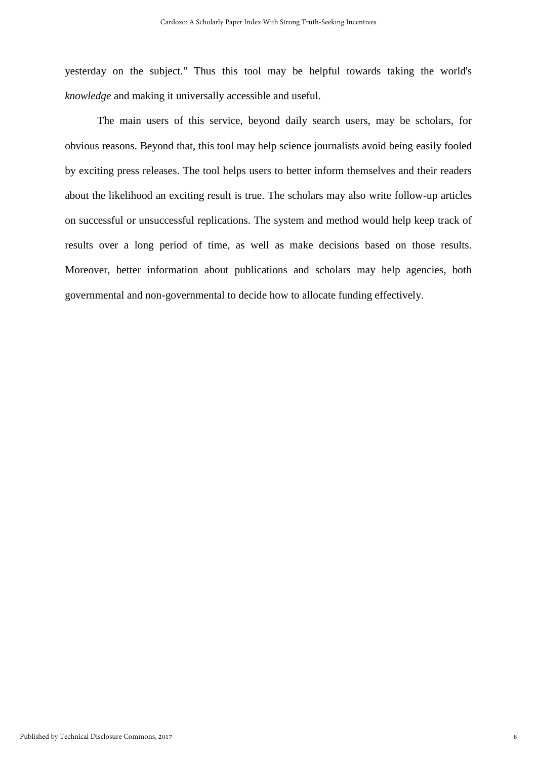yesterday on the subject." Thus this tool may be helpful towards taking the world's *knowledge* and making it universally accessible and useful.

The main users of this service, beyond daily search users, may be scholars, for obvious reasons. Beyond that, this tool may help science journalists avoid being easily fooled by exciting press releases. The tool helps users to better inform themselves and their readers about the likelihood an exciting result is true. The scholars may also write follow-up articles on successful or unsuccessful replications. The system and method would help keep track of results over a long period of time, as well as make decisions based on those results. Moreover, better information about publications and scholars may help agencies, both governmental and non-governmental to decide how to allocate funding effectively.